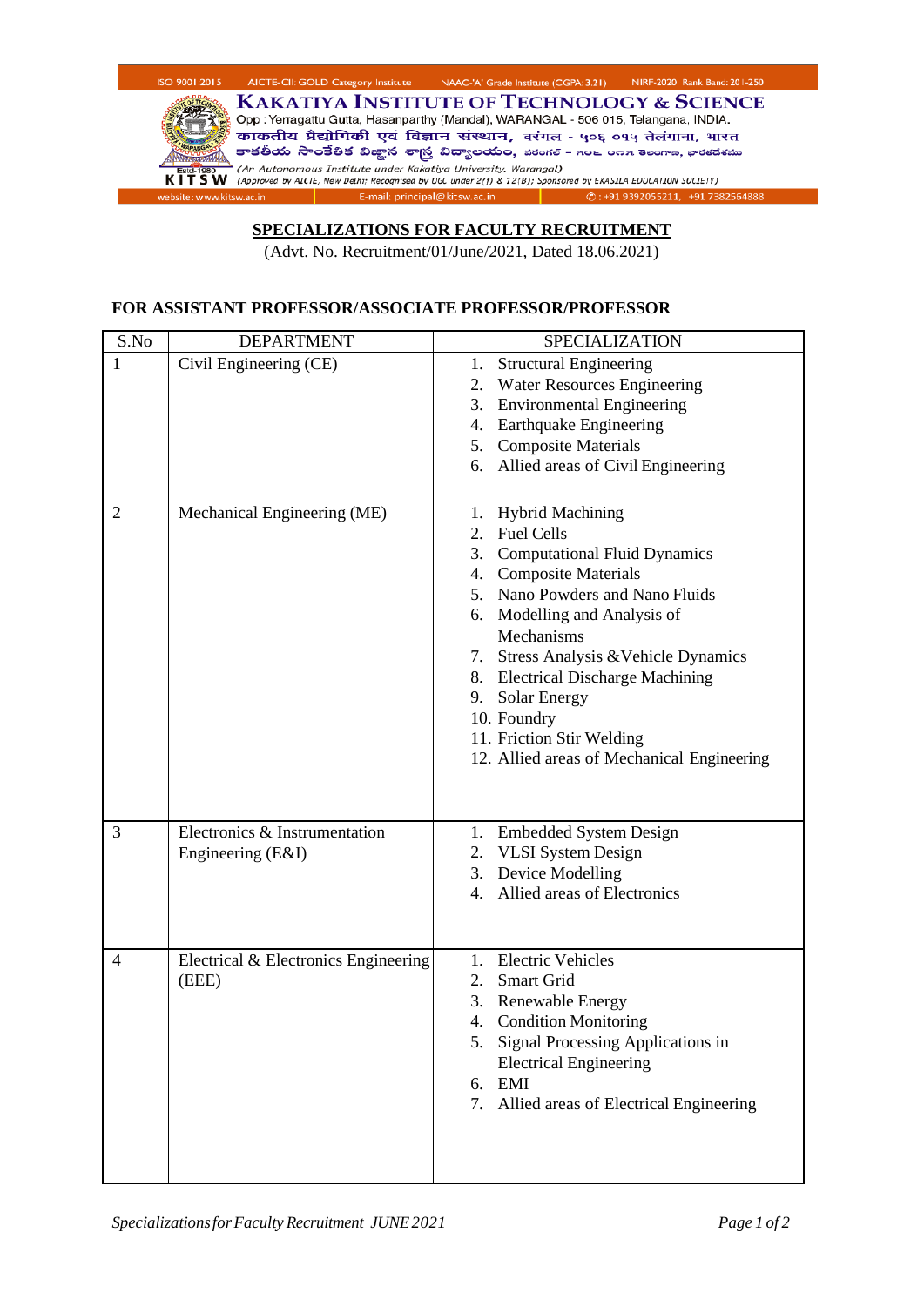ISO 9001:2015 AICTE-CII: GOLD Category Institute NAAC-'A' Grade Institute (CGPA:3.21) NIRF-2020 Rank Band: 201-250

# KAKATIYA INSTITUTE OF TECHNOLOGY & SCIENCE

Opp : Yerragattu Gutta, Hasanparthy (Mandal), WARANGAL - 506 015, Telangana, INDIA.

काकतीय प्रौद्योगिकी एवं विज्ञान संस्थान, वरंगल - ५०६ ०१५ तेलंगाना, भारत

కాకతీయ సాంకేతిక విజ్ఞాన శాస్త్ర విద్యాలయం, వరంగల్ - ౫౦౬ ౦౧౫ తెలంగాణ, భారతదేశము

Estd-1980 KITSW

*(An Autonomous Institute under Kakatiya University, Warangal)*

*(Approved by AICTE, New Delhi; Recognised by UGC under 2(f) & 12(B); Sponsored by EKASILA EDUCATION SOCIETY)*

website: www.kitsw.ac.in E-mail: principal@kitsw.ac.in ✆: +91 9392055211, +91 7382564888

## SPECIALIZATIONS FOR FACULTY RECRUITMENT

(Advt. No. Recruitment/01/June/2021, Dated 18.06.2021)

### FOR ASSISTANT PROFESSOR/ASSOCIATE PROFESSOR/PROFESSOR

| S.No | DEPARTMENT | SPECIALIZATION |
|---|---|---|
| 1 | Civil Engineering (CE) | 1. Structural Engineering<br>2. Water Resources Engineering<br>3. Environmental Engineering<br>4. Earthquake Engineering<br>5. Composite Materials<br>6. Allied areas of Civil Engineering |
| 2 | Mechanical Engineering (ME) | 1. Hybrid Machining<br>2. Fuel Cells<br>3. Computational Fluid Dynamics<br>4. Composite Materials<br>5. Nano Powders and Nano Fluids<br>6. Modelling and Analysis of Mechanisms<br>7. Stress Analysis &Vehicle Dynamics<br>8. Electrical Discharge Machining<br>9. Solar Energy<br>10. Foundry<br>11. Friction Stir Welding<br>12. Allied areas of Mechanical Engineering |
| 3 | Electronics & Instrumentation Engineering (E&I) | 1. Embedded System Design<br>2. VLSI System Design<br>3. Device Modelling<br>4. Allied areas of Electronics |
| 4 | Electrical & Electronics Engineering (EEE) | 1. Electric Vehicles<br>2. Smart Grid<br>3. Renewable Energy<br>4. Condition Monitoring<br>5. Signal Processing Applications in Electrical Engineering<br>6. EMI<br>7. Allied areas of Electrical Engineering |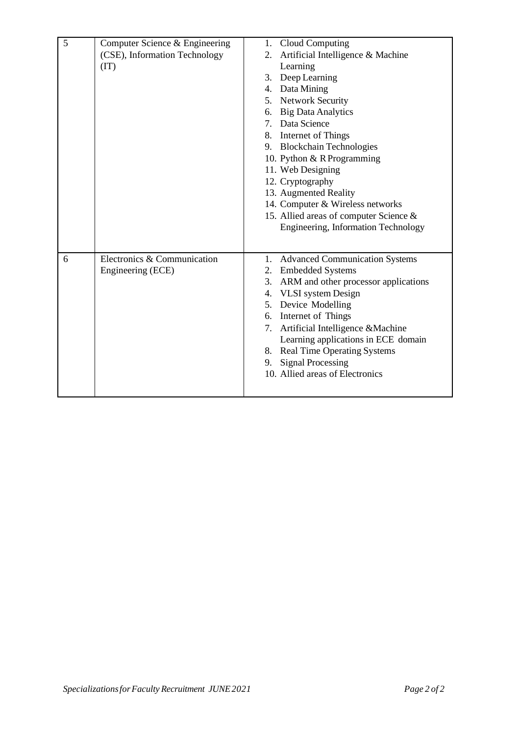| | | |
|---|---|---|
| 5 | Computer Science & Engineering (CSE), Information Technology (IT) | 1. Cloud Computing<br>2. Artificial Intelligence & Machine Learning<br>3. Deep Learning<br>4. Data Mining<br>5. Network Security<br>6. Big Data Analytics<br>7. Data Science<br>8. Internet of Things<br>9. Blockchain Technologies<br>10. Python & R Programming<br>11. Web Designing<br>12. Cryptography<br>13. Augmented Reality<br>14. Computer & Wireless networks<br>15. Allied areas of computer Science & Engineering, Information Technology |
| 6 | Electronics & Communication Engineering (ECE) | 1. Advanced Communication Systems<br>2. Embedded Systems<br>3. ARM and other processor applications<br>4. VLSI system Design<br>5. Device Modelling<br>6. Internet of Things<br>7. Artificial Intelligence &Machine Learning applications in ECE domain<br>8. Real Time Operating Systems<br>9. Signal Processing<br>10. Allied areas of Electronics |